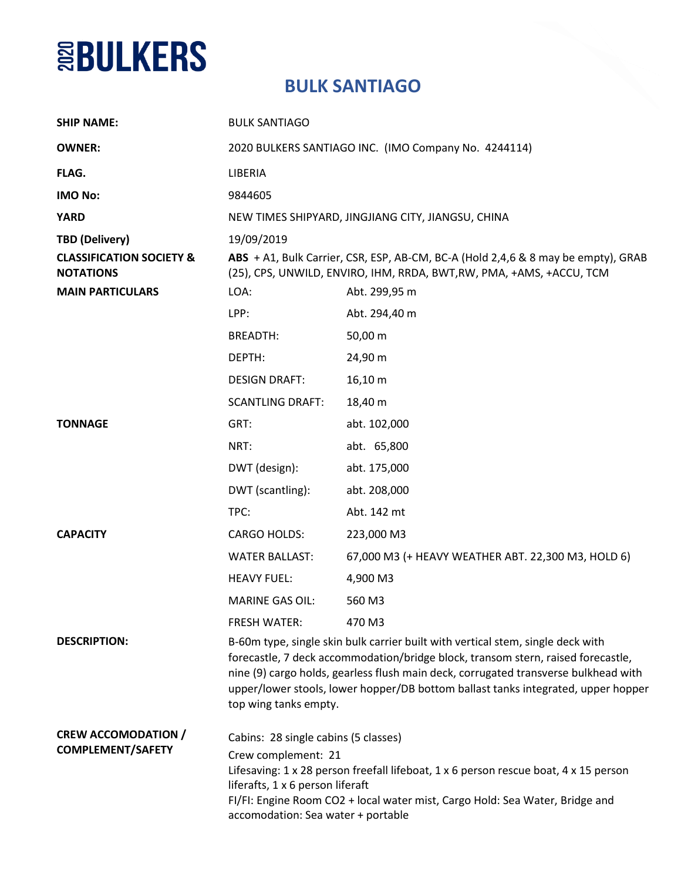**2020 BULKERS**

# BULK SANTIAGO

| | | |
|---|---|---|
| **SHIP NAME:** | BULK SANTIAGO | |
| **OWNER:** | 2020 BULKERS SANTIAGO INC. (IMO Company No. 4244114) | |
| **FLAG.** | LIBERIA | |
| **IMO No:** | 9844605 | |
| **YARD** | NEW TIMES SHIPYARD, JINGJIANG CITY, JIANGSU, CHINA | |
| **TBD (Delivery)** | 19/09/2019 | |
| **CLASSIFICATION SOCIETY & NOTATIONS** | **ABS** + A1, Bulk Carrier, CSR, ESP, AB-CM, BC-A (Hold 2,4,6 & 8 may be empty), GRAB (25), CPS, UNWILD, ENVIRO, IHM, RRDA, BWT,RW, PMA, +AMS, +ACCU, TCM | |
| **MAIN PARTICULARS** | LOA: | Abt. 299,95 m |
| | LPP: | Abt. 294,40 m |
| | BREADTH: | 50,00 m |
| | DEPTH: | 24,90 m |
| | DESIGN DRAFT: | 16,10 m |
| | SCANTLING DRAFT: | 18,40 m |
| **TONNAGE** | GRT: | abt. 102,000 |
| | NRT: | abt. 65,800 |
| | DWT (design): | abt. 175,000 |
| | DWT (scantling): | abt. 208,000 |
| | TPC: | Abt. 142 mt |
| **CAPACITY** | CARGO HOLDS: | 223,000 M3 |
| | WATER BALLAST: | 67,000 M3 (+ HEAVY WEATHER ABT. 22,300 M3, HOLD 6) |
| | HEAVY FUEL: | 4,900 M3 |
| | MARINE GAS OIL: | 560 M3 |
| | FRESH WATER: | 470 M3 |
| **DESCRIPTION:** | B-60m type, single skin bulk carrier built with vertical stem, single deck with forecastle, 7 deck accommodation/bridge block, transom stern, raised forecastle, nine (9) cargo holds, gearless flush main deck, corrugated transverse bulkhead with upper/lower stools, lower hopper/DB bottom ballast tanks integrated, upper hopper top wing tanks empty. | |
| **CREW ACCOMODATION / COMPLEMENT/SAFETY** | Cabins: 28 single cabins (5 classes)<br>Crew complement: 21<br>Lifesaving: 1 x 28 person freefall lifeboat, 1 x 6 person rescue boat, 4 x 15 person liferafts, 1 x 6 person liferaft<br>FI/FI: Engine Room CO2 + local water mist, Cargo Hold: Sea Water, Bridge and accomodation: Sea water + portable | |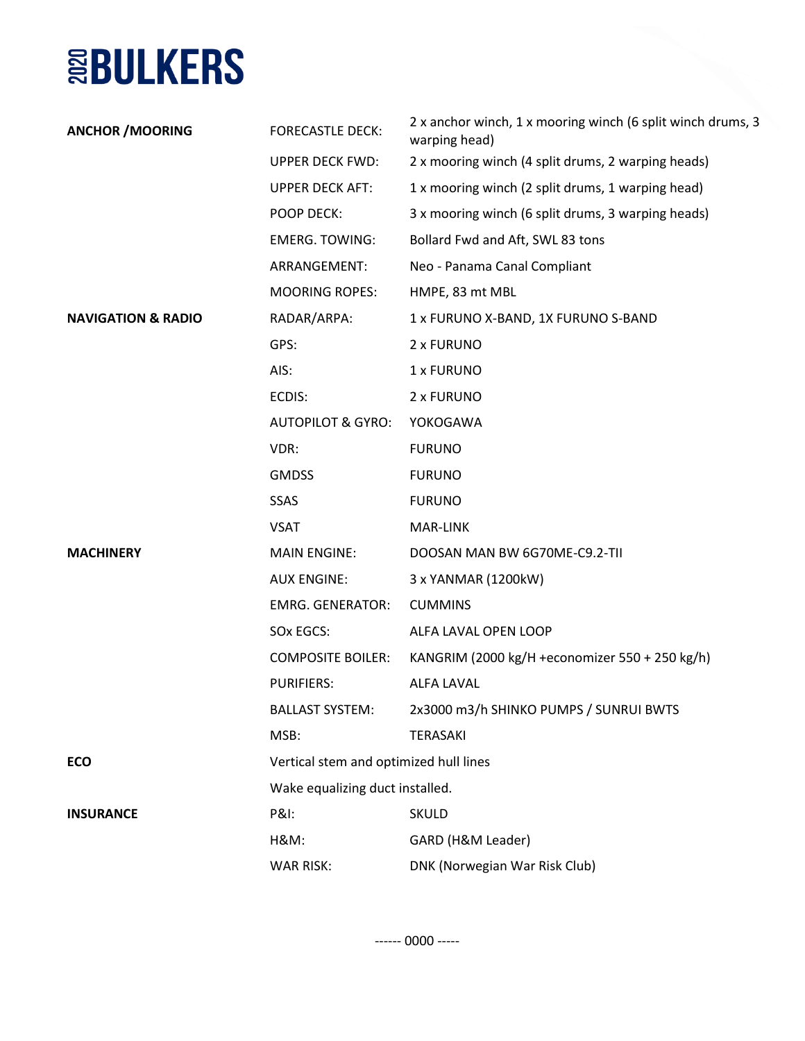# 2020 BULKERS

| | | |
|---|---|---|
| **ANCHOR /MOORING** | FORECASTLE DECK: | 2 x anchor winch, 1 x mooring winch (6 split winch drums, 3 warping head) |
| | UPPER DECK FWD: | 2 x mooring winch (4 split drums, 2 warping heads) |
| | UPPER DECK AFT: | 1 x mooring winch (2 split drums, 1 warping head) |
| | POOP DECK: | 3 x mooring winch (6 split drums, 3 warping heads) |
| | EMERG. TOWING: | Bollard Fwd and Aft, SWL 83 tons |
| | ARRANGEMENT: | Neo - Panama Canal Compliant |
| | MOORING ROPES: | HMPE, 83 mt MBL |
| **NAVIGATION & RADIO** | RADAR/ARPA: | 1 x FURUNO X-BAND, 1X FURUNO S-BAND |
| | GPS: | 2 x FURUNO |
| | AIS: | 1 x FURUNO |
| | ECDIS: | 2 x FURUNO |
| | AUTOPILOT & GYRO: | YOKOGAWA |
| | VDR: | FURUNO |
| | GMDSS | FURUNO |
| | SSAS | FURUNO |
| | VSAT | MAR-LINK |
| **MACHINERY** | MAIN ENGINE: | DOOSAN MAN BW 6G70ME-C9.2-TII |
| | AUX ENGINE: | 3 x YANMAR (1200kW) |
| | EMRG. GENERATOR: | CUMMINS |
| | SOx EGCS: | ALFA LAVAL OPEN LOOP |
| | COMPOSITE BOILER: | KANGRIM (2000 kg/H +economizer 550 + 250 kg/h) |
| | PURIFIERS: | ALFA LAVAL |
| | BALLAST SYSTEM: | 2x3000 m3/h SHINKO PUMPS / SUNRUI BWTS |
| | MSB: | TERASAKI |
| **ECO** | Vertical stem and optimized hull lines | |
| | Wake equalizing duct installed. | |
| **INSURANCE** | P&I: | SKULD |
| | H&M: | GARD (H&M Leader) |
| | WAR RISK: | DNK (Norwegian War Risk Club) |

------ 0000 -----